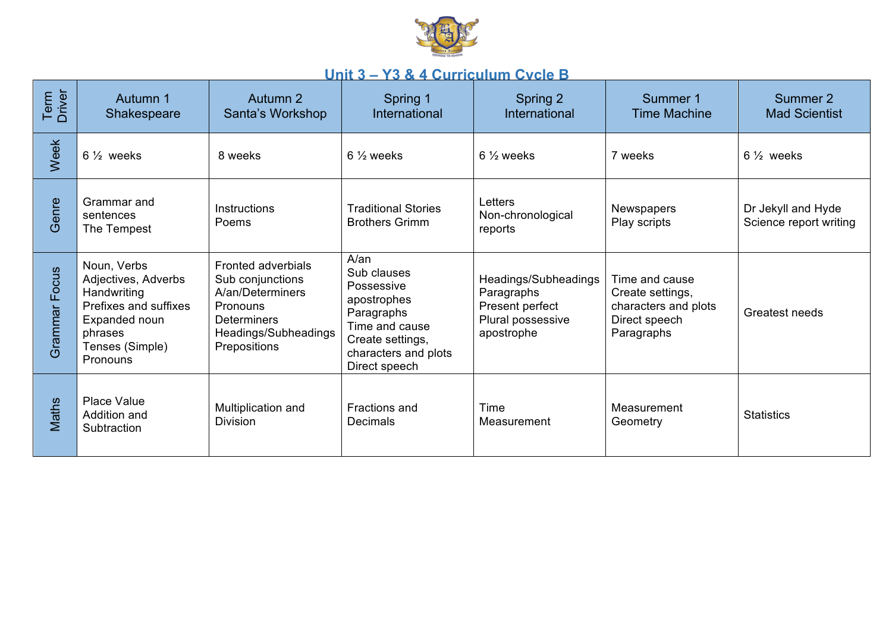# Unit 3 – Y3 & 4 Curriculum Cycle B

| Term Driver | Autumn 1<br>Shakespeare | Autumn 2<br>Santa's Workshop | Spring 1<br>International | Spring 2<br>International | Summer 1<br>Time Machine | Summer 2<br>Mad Scientist |
|---|---|---|---|---|---|---|
| Week | 6 ½ weeks | 8 weeks | 6 ½ weeks | 6 ½ weeks | 7 weeks | 6 ½ weeks |
| Genre | Grammar and sentences<br>The Tempest | Instructions<br>Poems | Traditional Stories<br>Brothers Grimm | Letters<br>Non-chronological reports | Newspapers<br>Play scripts | Dr Jekyll and Hyde<br>Science report writing |
| Grammar Focus | Noun, Verbs<br>Adjectives, Adverbs<br>Handwriting<br>Prefixes and suffixes<br>Expanded noun phrases<br>Tenses (Simple)<br>Pronouns | Fronted adverbials<br>Sub conjunctions<br>A/an/Determiners<br>Pronouns<br>Determiners<br>Headings/Subheadings<br>Prepositions | A/an<br>Sub clauses<br>Possessive apostrophes<br>Paragraphs<br>Time and cause<br>Create settings, characters and plots<br>Direct speech | Headings/Subheadings<br>Paragraphs<br>Present perfect<br>Plural possessive apostrophe | Time and cause<br>Create settings, characters and plots<br>Direct speech<br>Paragraphs | Greatest needs |
| Maths | Place Value<br>Addition and Subtraction | Multiplication and Division | Fractions and Decimals | Time<br>Measurement | Measurement<br>Geometry | Statistics |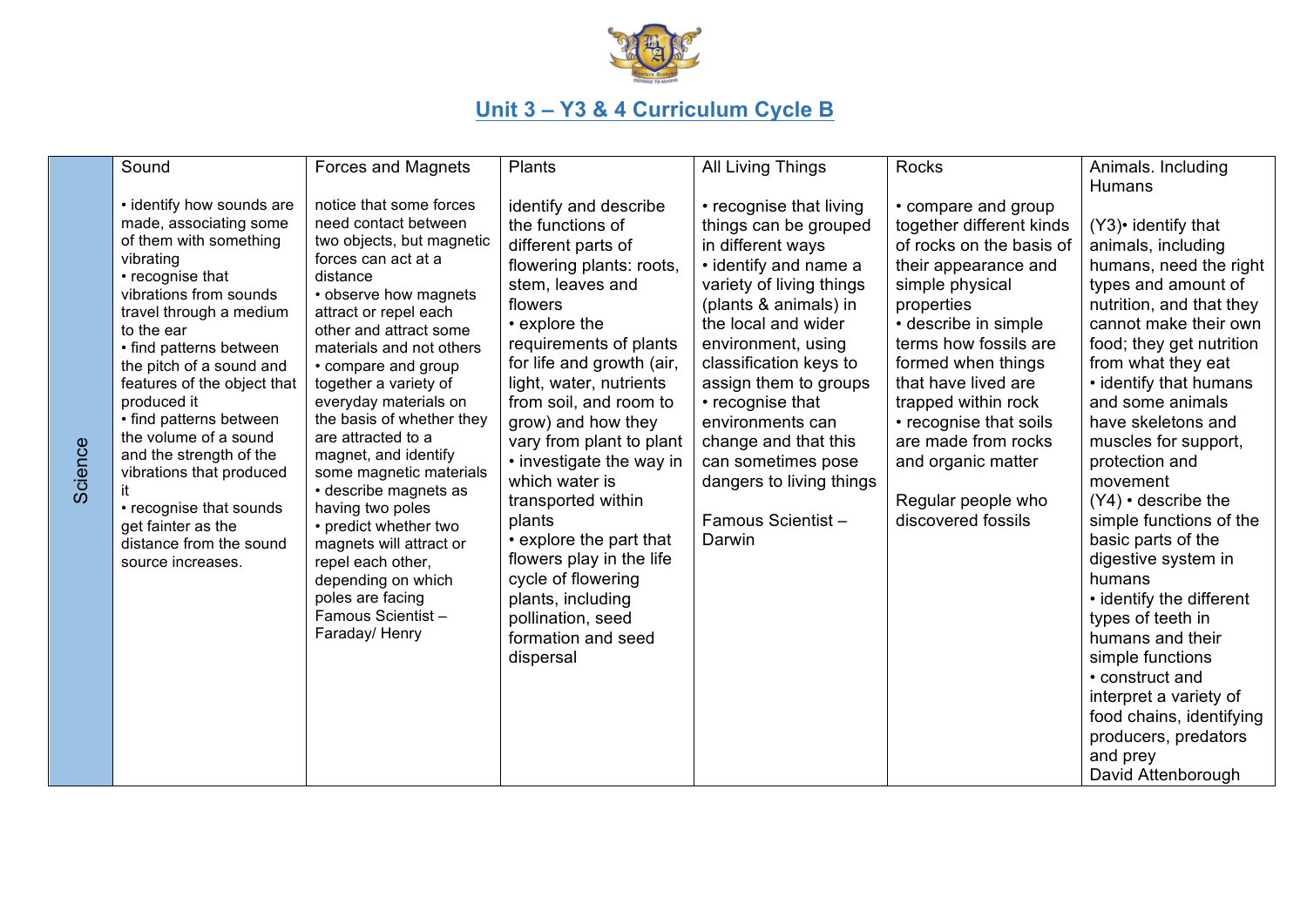## Unit 3 – Y3 & 4 Curriculum Cycle B

| | Sound | Forces and Magnets | Plants | All Living Things | Rocks | Animals. Including Humans |
|---|---|---|---|---|---|---|
| Science | • identify how sounds are made, associating some of them with something vibrating<br>• recognise that vibrations from sounds travel through a medium to the ear<br>• find patterns between the pitch of a sound and features of the object that produced it<br>• find patterns between the volume of a sound and the strength of the vibrations that produced it<br>• recognise that sounds get fainter as the distance from the sound source increases. | notice that some forces need contact between two objects, but magnetic forces can act at a distance<br>• observe how magnets attract or repel each other and attract some materials and not others<br>• compare and group together a variety of everyday materials on the basis of whether they are attracted to a magnet, and identify some magnetic materials<br>• describe magnets as having two poles<br>• predict whether two magnets will attract or repel each other, depending on which poles are facing<br>Famous Scientist – Faraday/ Henry | identify and describe the functions of different parts of flowering plants: roots, stem, leaves and flowers<br>• explore the requirements of plants for life and growth (air, light, water, nutrients from soil, and room to grow) and how they vary from plant to plant<br>• investigate the way in which water is transported within plants<br>• explore the part that flowers play in the life cycle of flowering plants, including pollination, seed formation and seed dispersal | • recognise that living things can be grouped in different ways<br>• identify and name a variety of living things (plants & animals) in the local and wider environment, using classification keys to assign them to groups<br>• recognise that environments can change and that this can sometimes pose dangers to living things<br><br>Famous Scientist – Darwin | • compare and group together different kinds of rocks on the basis of their appearance and simple physical properties<br>• describe in simple terms how fossils are formed when things that have lived are trapped within rock<br>• recognise that soils are made from rocks and organic matter<br><br>Regular people who discovered fossils | (Y3)• identify that animals, including humans, need the right types and amount of nutrition, and that they cannot make their own food; they get nutrition from what they eat<br>• identify that humans and some animals have skeletons and muscles for support, protection and movement<br>(Y4) • describe the simple functions of the basic parts of the digestive system in humans<br>• identify the different types of teeth in humans and their simple functions<br>• construct and interpret a variety of food chains, identifying producers, predators and prey<br>David Attenborough |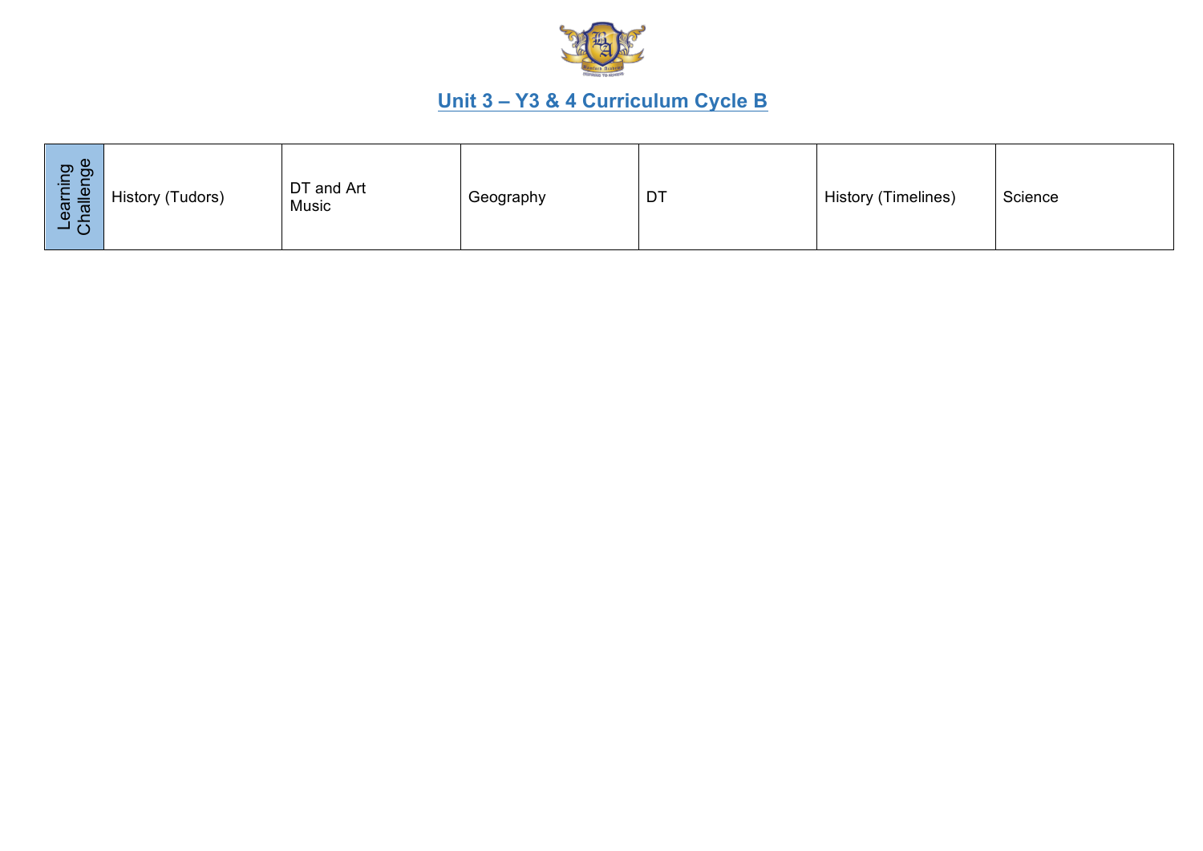## Unit 3 – Y3 & 4 Curriculum Cycle B

| | | | | | | |
|---|---|---|---|---|---|---|
| Learning Challenge | History (Tudors) | DT and Art<br>Music | Geography | DT | History (Timelines) | Science |